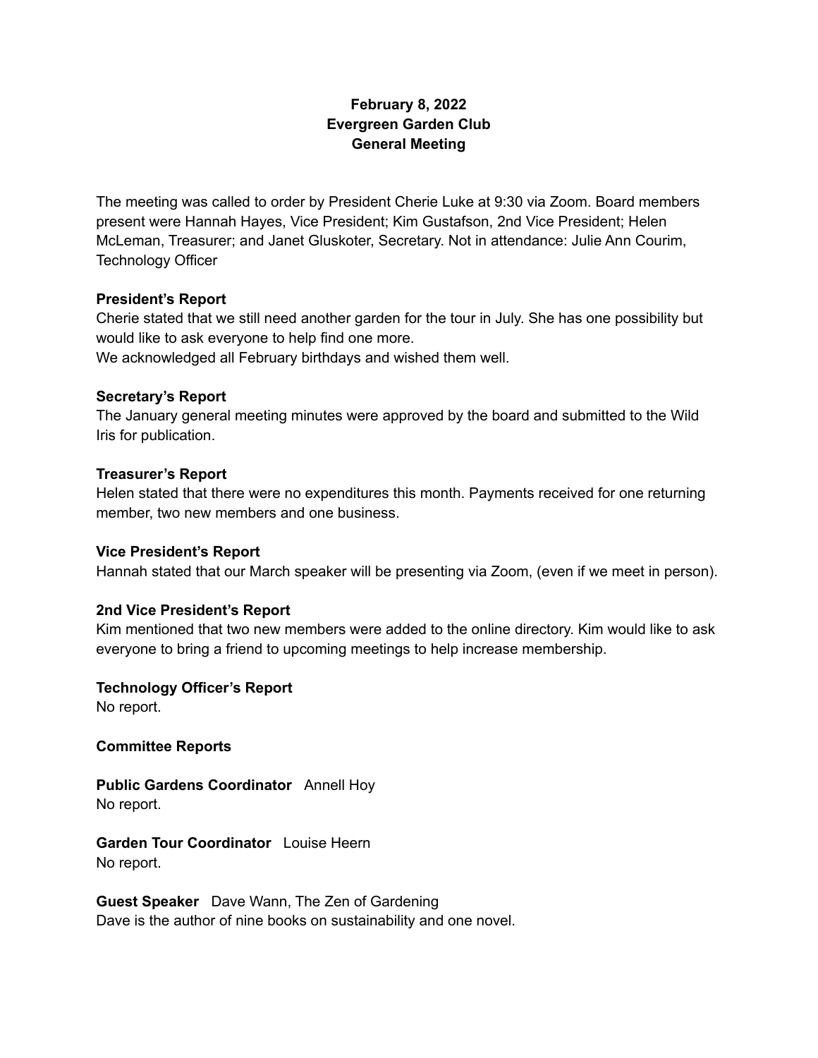# February 8, 2022
# Evergreen Garden Club
# General Meeting

The meeting was called to order by President Cherie Luke at 9:30 via Zoom. Board members present were Hannah Hayes, Vice President; Kim Gustafson, 2nd Vice President; Helen McLeman, Treasurer; and Janet Gluskoter, Secretary. Not in attendance: Julie Ann Courim, Technology Officer

**President's Report**
Cherie stated that we still need another garden for the tour in July. She has one possibility but would like to ask everyone to help find one more.
We acknowledged all February birthdays and wished them well.

**Secretary's Report**
The January general meeting minutes were approved by the board and submitted to the Wild Iris for publication.

**Treasurer's Report**
Helen stated that there were no expenditures this month. Payments received for one returning member, two new members and one business.

**Vice President's Report**
Hannah stated that our March speaker will be presenting via Zoom, (even if we meet in person).

**2nd Vice President's Report**
Kim mentioned that two new members were added to the online directory. Kim would like to ask everyone to bring a friend to upcoming meetings to help increase membership.

**Technology Officer's Report**
No report.

**Committee Reports**

**Public Gardens Coordinator** Annell Hoy
No report.

**Garden Tour Coordinator** Louise Heern
No report.

**Guest Speaker** Dave Wann, The Zen of Gardening
Dave is the author of nine books on sustainability and one novel.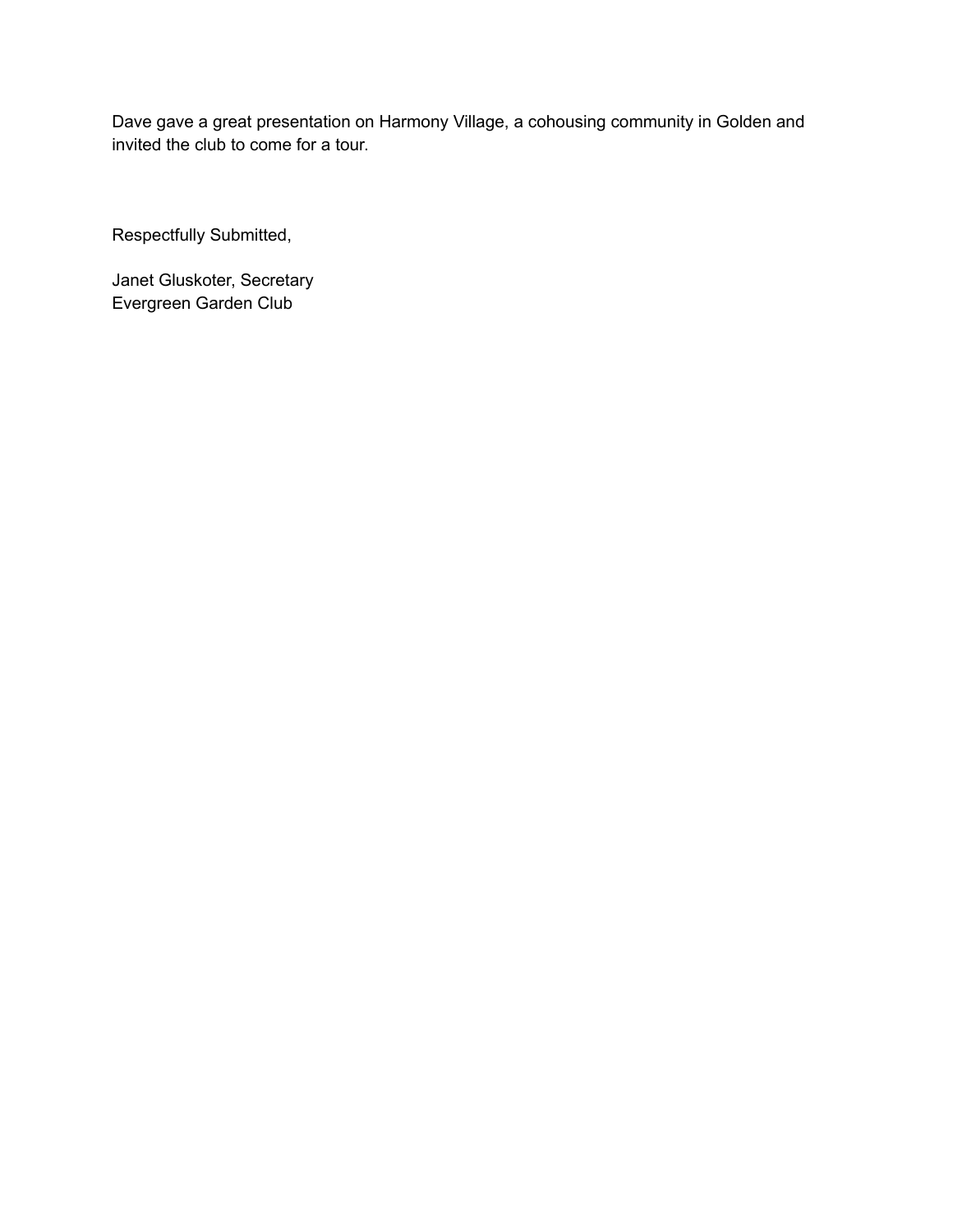Dave gave a great presentation on Harmony Village, a cohousing community in Golden and invited the club to come for a tour.

Respectfully Submitted,

Janet Gluskoter, Secretary
Evergreen Garden Club